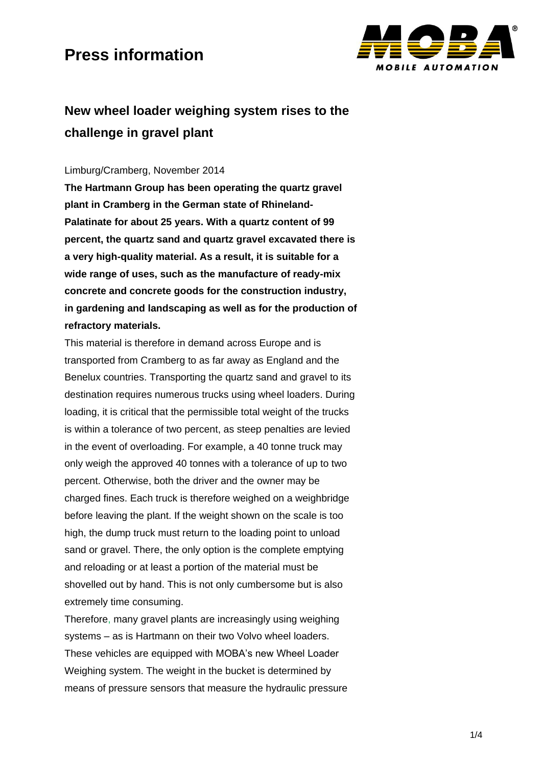# Press information

## New wheel loader weighing system rises to the challenge in gravel plant

Limburg/Cramberg, November 2014

**The Hartmann Group has been operating the quartz gravel plant in Cramberg in the German state of Rhineland-Palatinate for about 25 years. With a quartz content of 99 percent, the quartz sand and quartz gravel excavated there is a very high-quality material. As a result, it is suitable for a wide range of uses, such as the manufacture of ready-mix concrete and concrete goods for the construction industry, in gardening and landscaping as well as for the production of refractory materials.**

This material is therefore in demand across Europe and is transported from Cramberg to as far away as England and the Benelux countries. Transporting the quartz sand and gravel to its destination requires numerous trucks using wheel loaders. During loading, it is critical that the permissible total weight of the trucks is within a tolerance of two percent, as steep penalties are levied in the event of overloading. For example, a 40 tonne truck may only weigh the approved 40 tonnes with a tolerance of up to two percent. Otherwise, both the driver and the owner may be charged fines. Each truck is therefore weighed on a weighbridge before leaving the plant. If the weight shown on the scale is too high, the dump truck must return to the loading point to unload sand or gravel. There, the only option is the complete emptying and reloading or at least a portion of the material must be shovelled out by hand. This is not only cumbersome but is also extremely time consuming.

Therefore, many gravel plants are increasingly using weighing systems – as is Hartmann on their two Volvo wheel loaders. These vehicles are equipped with MOBA's new Wheel Loader Weighing system. The weight in the bucket is determined by means of pressure sensors that measure the hydraulic pressure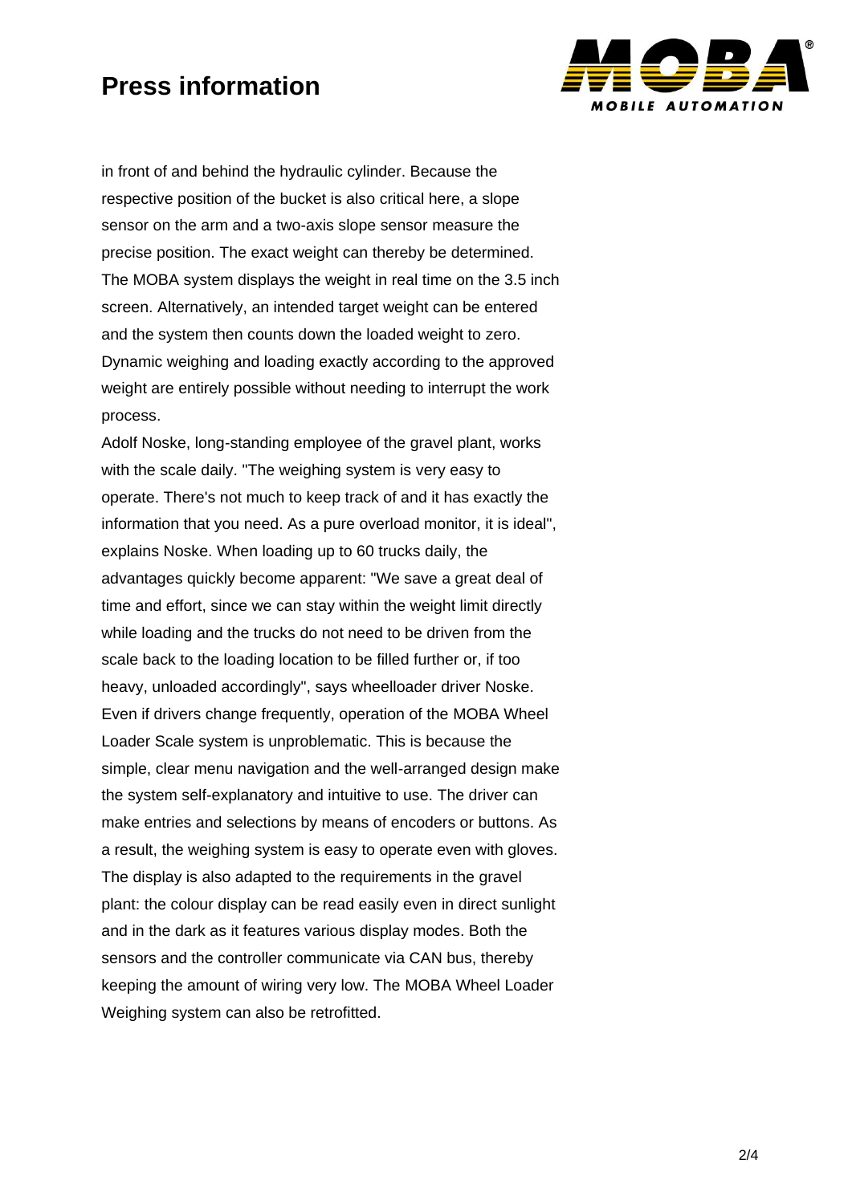in front of and behind the hydraulic cylinder. Because the respective position of the bucket is also critical here, a slope sensor on the arm and a two-axis slope sensor measure the precise position. The exact weight can thereby be determined. The MOBA system displays the weight in real time on the 3.5 inch screen. Alternatively, an intended target weight can be entered and the system then counts down the loaded weight to zero. Dynamic weighing and loading exactly according to the approved weight are entirely possible without needing to interrupt the work process.

Adolf Noske, long-standing employee of the gravel plant, works with the scale daily. "The weighing system is very easy to operate. There's not much to keep track of and it has exactly the information that you need. As a pure overload monitor, it is ideal", explains Noske. When loading up to 60 trucks daily, the advantages quickly become apparent: "We save a great deal of time and effort, since we can stay within the weight limit directly while loading and the trucks do not need to be driven from the scale back to the loading location to be filled further or, if too heavy, unloaded accordingly", says wheelloader driver Noske. Even if drivers change frequently, operation of the MOBA Wheel Loader Scale system is unproblematic. This is because the simple, clear menu navigation and the well-arranged design make the system self-explanatory and intuitive to use. The driver can make entries and selections by means of encoders or buttons. As a result, the weighing system is easy to operate even with gloves. The display is also adapted to the requirements in the gravel plant: the colour display can be read easily even in direct sunlight and in the dark as it features various display modes. Both the sensors and the controller communicate via CAN bus, thereby keeping the amount of wiring very low. The MOBA Wheel Loader Weighing system can also be retrofitted.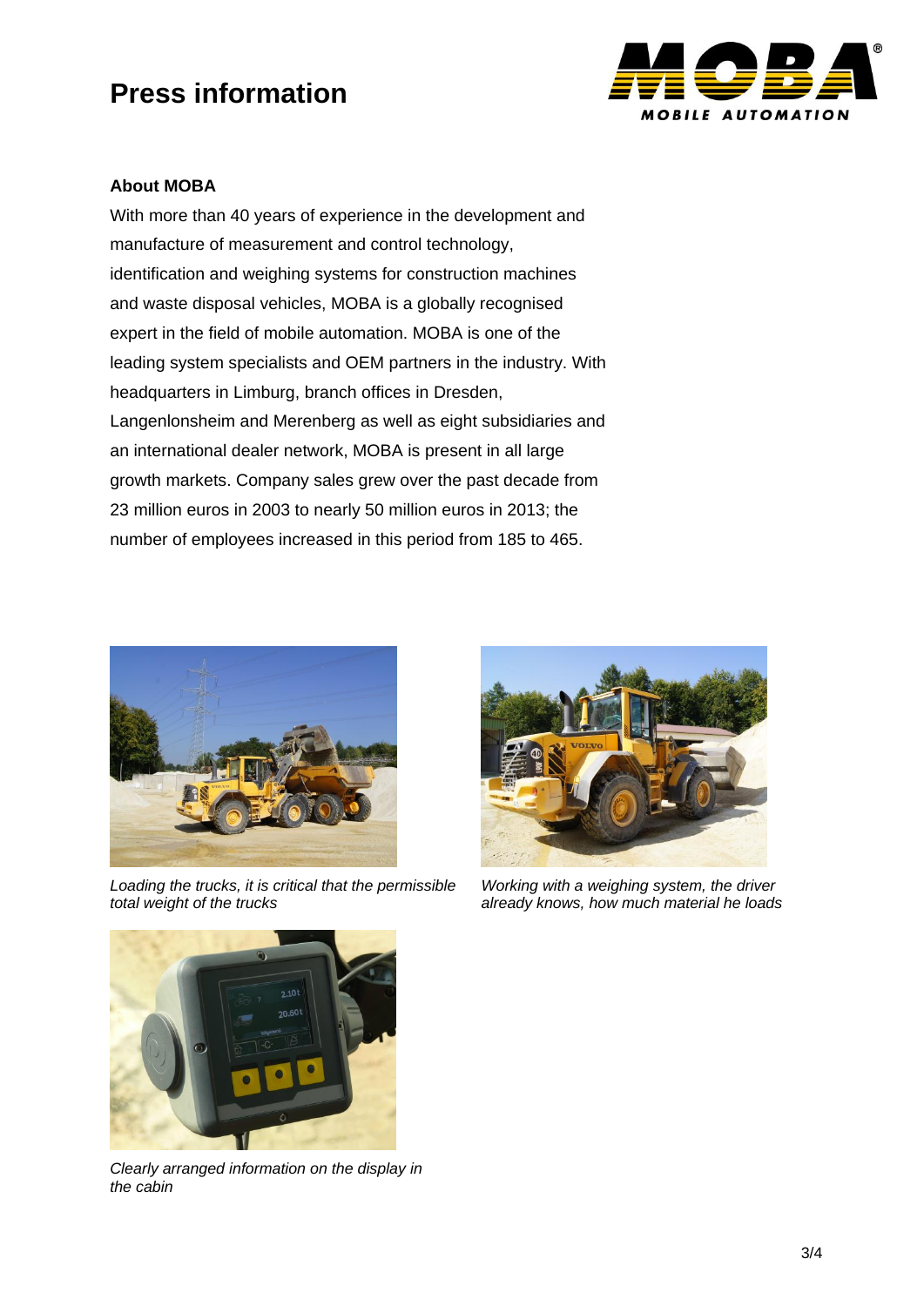# Press information

**About MOBA**

With more than 40 years of experience in the development and manufacture of measurement and control technology, identification and weighing systems for construction machines and waste disposal vehicles, MOBA is a globally recognised expert in the field of mobile automation. MOBA is one of the leading system specialists and OEM partners in the industry. With headquarters in Limburg, branch offices in Dresden, Langenlonsheim and Merenberg as well as eight subsidiaries and an international dealer network, MOBA is present in all large growth markets. Company sales grew over the past decade from 23 million euros in 2003 to nearly 50 million euros in 2013; the number of employees increased in this period from 185 to 465.

*Loading the trucks, it is critical that the permissible total weight of the trucks*

*Working with a weighing system, the driver already knows, how much material he loads*

*Clearly arranged information on the display in the cabin*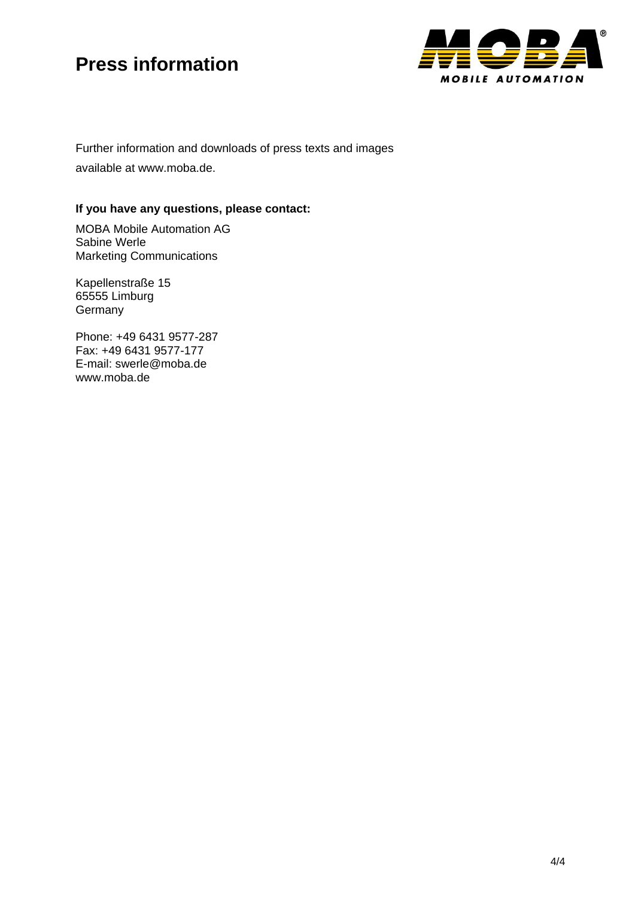# Press information

Further information and downloads of press texts and images available at www.moba.de.

**If you have any questions, please contact:**

MOBA Mobile Automation AG
Sabine Werle
Marketing Communications

Kapellenstraße 15
65555 Limburg
Germany

Phone: +49 6431 9577-287
Fax: +49 6431 9577-177
E-mail: swerle@moba.de
www.moba.de